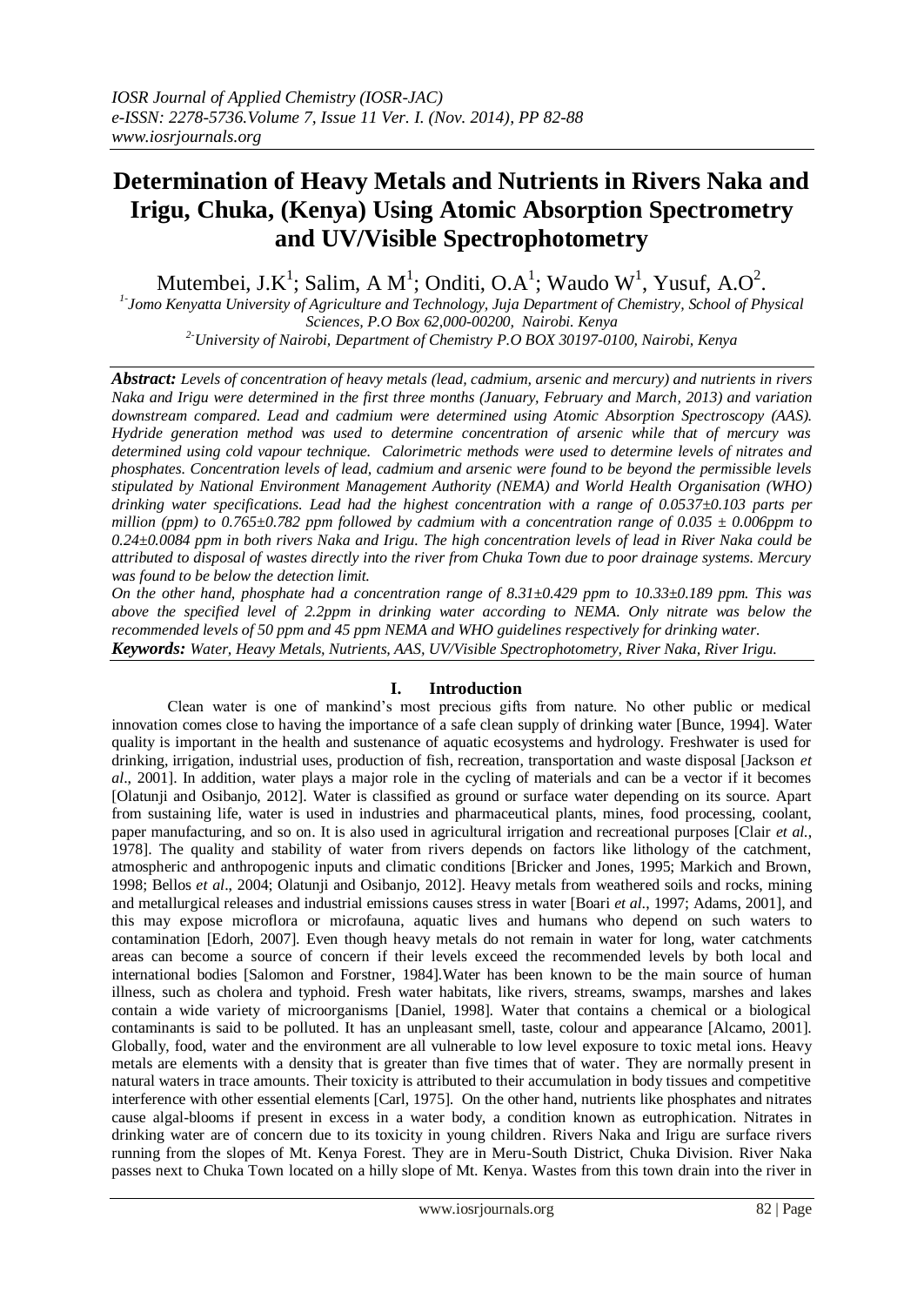# Determination of Heavy Metals and Nutrients in Rivers Naka and Irigu, Chuka, (Kenya) Using Atomic Absorption Spectrometry and UV/Visible Spectrophotometry

Mutembei, J.K[1]; Salim, A M[1]; Onditi, O.A[1]; Waudo W[1], Yusuf, A.O[2].

[1] Jomo Kenyatta University of Agriculture and Technology, Juja Department of Chemistry, School of Physical Sciences, P.O Box 62,000-00200, Nairobi. Kenya

[2] University of Nairobi, Department of Chemistry P.O BOX 30197-0100, Nairobi, Kenya

***Abstract:*** *Levels of concentration of heavy metals (lead, cadmium, arsenic and mercury) and nutrients in rivers Naka and Irigu were determined in the first three months (January, February and March, 2013) and variation downstream compared. Lead and cadmium were determined using Atomic Absorption Spectroscopy (AAS). Hydride generation method was used to determine concentration of arsenic while that of mercury was determined using cold vapour technique. Calorimetric methods were used to determine levels of nitrates and phosphates. Concentration levels of lead, cadmium and arsenic were found to be beyond the permissible levels stipulated by National Environment Management Authority (NEMA) and World Health Organisation (WHO) drinking water specifications. Lead had the highest concentration with a range of 0.0537±0.103 parts per million (ppm) to 0.765±0.782 ppm followed by cadmium with a concentration range of 0.035 ± 0.006ppm to 0.24±0.0084 ppm in both rivers Naka and Irigu. The high concentration levels of lead in River Naka could be attributed to disposal of wastes directly into the river from Chuka Town due to poor drainage systems. Mercury was found to be below the detection limit.*

*On the other hand, phosphate had a concentration range of 8.31±0.429 ppm to 10.33±0.189 ppm. This was above the specified level of 2.2ppm in drinking water according to NEMA. Only nitrate was below the recommended levels of 50 ppm and 45 ppm NEMA and WHO guidelines respectively for drinking water.*

***Keywords:*** *Water, Heavy Metals, Nutrients, AAS, UV/Visible Spectrophotometry, River Naka, River Irigu.*

## I. Introduction

Clean water is one of mankind's most precious gifts from nature. No other public or medical innovation comes close to having the importance of a safe clean supply of drinking water [Bunce, 1994]. Water quality is important in the health and sustenance of aquatic ecosystems and hydrology. Freshwater is used for drinking, irrigation, industrial uses, production of fish, recreation, transportation and waste disposal [Jackson *et al*., 2001]. In addition, water plays a major role in the cycling of materials and can be a vector if it becomes [Olatunji and Osibanjo, 2012]. Water is classified as ground or surface water depending on its source. Apart from sustaining life, water is used in industries and pharmaceutical plants, mines, food processing, coolant, paper manufacturing, and so on. It is also used in agricultural irrigation and recreational purposes [Clair *et al.*, 1978]. The quality and stability of water from rivers depends on factors like lithology of the catchment, atmospheric and anthropogenic inputs and climatic conditions [Bricker and Jones, 1995; Markich and Brown, 1998; Bellos *et al*., 2004; Olatunji and Osibanjo, 2012]. Heavy metals from weathered soils and rocks, mining and metallurgical releases and industrial emissions causes stress in water [Boari *et al*., 1997; Adams, 2001], and this may expose microflora or microfauna, aquatic lives and humans who depend on such waters to contamination [Edorh, 2007]. Even though heavy metals do not remain in water for long, water catchments areas can become a source of concern if their levels exceed the recommended levels by both local and international bodies [Salomon and Forstner, 1984].Water has been known to be the main source of human illness, such as cholera and typhoid. Fresh water habitats, like rivers, streams, swamps, marshes and lakes contain a wide variety of microorganisms [Daniel, 1998]. Water that contains a chemical or a biological contaminants is said to be polluted. It has an unpleasant smell, taste, colour and appearance [Alcamo, 2001]. Globally, food, water and the environment are all vulnerable to low level exposure to toxic metal ions. Heavy metals are elements with a density that is greater than five times that of water. They are normally present in natural waters in trace amounts. Their toxicity is attributed to their accumulation in body tissues and competitive interference with other essential elements [Carl, 1975]. On the other hand, nutrients like phosphates and nitrates cause algal-blooms if present in excess in a water body, a condition known as eutrophication. Nitrates in drinking water are of concern due to its toxicity in young children. Rivers Naka and Irigu are surface rivers running from the slopes of Mt. Kenya Forest. They are in Meru-South District, Chuka Division. River Naka passes next to Chuka Town located on a hilly slope of Mt. Kenya. Wastes from this town drain into the river in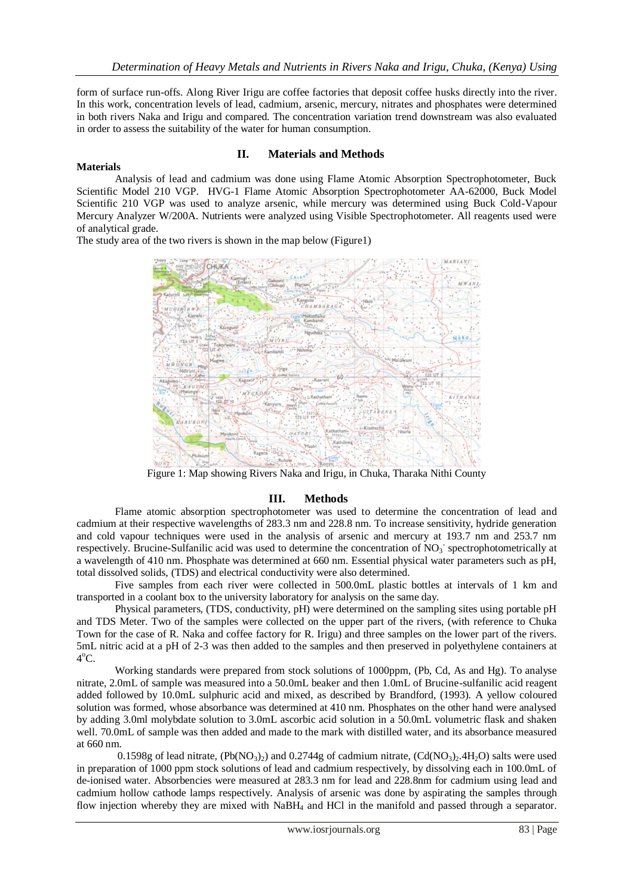form of surface run-offs. Along River Irigu are coffee factories that deposit coffee husks directly into the river. In this work, concentration levels of lead, cadmium, arsenic, mercury, nitrates and phosphates were determined in both rivers Naka and Irigu and compared. The concentration variation trend downstream was also evaluated in order to assess the suitability of the water for human consumption.

## II. Materials and Methods

**Materials**

Analysis of lead and cadmium was done using Flame Atomic Absorption Spectrophotometer, Buck Scientific Model 210 VGP. HVG-1 Flame Atomic Absorption Spectrophotometer AA-62000, Buck Model Scientific 210 VGP was used to analyze arsenic, while mercury was determined using Buck Cold-Vapour Mercury Analyzer W/200A. Nutrients were analyzed using Visible Spectrophotometer. All reagents used were of analytical grade.

The study area of the two rivers is shown in the map below (Figure1)

Figure 1: Map showing Rivers Naka and Irigu, in Chuka, Tharaka Nithi County

## III. Methods

Flame atomic absorption spectrophotometer was used to determine the concentration of lead and cadmium at their respective wavelengths of 283.3 nm and 228.8 nm. To increase sensitivity, hydride generation and cold vapour techniques were used in the analysis of arsenic and mercury at 193.7 nm and 253.7 nm respectively. Brucine-Sulfanilic acid was used to determine the concentration of $NO_3^-$ spectrophotometrically at a wavelength of 410 nm. Phosphate was determined at 660 nm. Essential physical water parameters such as pH, total dissolved solids, (TDS) and electrical conductivity were also determined.

Five samples from each river were collected in 500.0mL plastic bottles at intervals of 1 km and transported in a coolant box to the university laboratory for analysis on the same day.

Physical parameters, (TDS, conductivity, pH) were determined on the sampling sites using portable pH and TDS Meter. Two of the samples were collected on the upper part of the rivers, (with reference to Chuka Town for the case of R. Naka and coffee factory for R. Irigu) and three samples on the lower part of the rivers. 5mL nitric acid at a pH of 2-3 was then added to the samples and then preserved in polyethylene containers at $4^oC$.

Working standards were prepared from stock solutions of 1000ppm, (Pb, Cd, As and Hg). To analyse nitrate, 2.0mL of sample was measured into a 50.0mL beaker and then 1.0mL of Brucine-sulfanilic acid reagent added followed by 10.0mL sulphuric acid and mixed, as described by Brandford, (1993). A yellow coloured solution was formed, whose absorbance was determined at 410 nm. Phosphates on the other hand were analysed by adding 3.0ml molybdate solution to 3.0mL ascorbic acid solution in a 50.0mL volumetric flask and shaken well. 70.0mL of sample was then added and made to the mark with distilled water, and its absorbance measured at 660 nm.

0.1598g of lead nitrate, ($Pb(NO_3)_2$) and 0.2744g of cadmium nitrate, ($Cd(NO_3)_2.4H_2O$) salts were used in preparation of 1000 ppm stock solutions of lead and cadmium respectively, by dissolving each in 100.0mL of de-ionised water. Absorbencies were measured at 283.3 nm for lead and 228.8nm for cadmium using lead and cadmium hollow cathode lamps respectively. Analysis of arsenic was done by aspirating the samples through flow injection whereby they are mixed with $NaBH_4$ and HCl in the manifold and passed through a separator.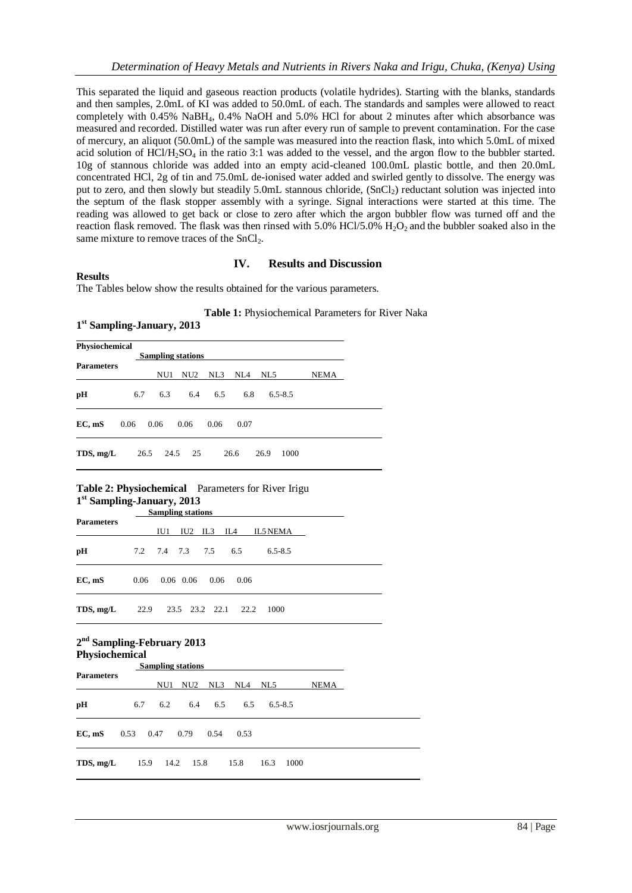This separated the liquid and gaseous reaction products (volatile hydrides). Starting with the blanks, standards and then samples, 2.0mL of KI was added to 50.0mL of each. The standards and samples were allowed to react completely with 0.45% $NaBH_4$, 0.4% NaOH and 5.0% HCl for about 2 minutes after which absorbance was measured and recorded. Distilled water was run after every run of sample to prevent contamination. For the case of mercury, an aliquot (50.0mL) of the sample was measured into the reaction flask, into which 5.0mL of mixed acid solution of $HCl/H_2SO_4$ in the ratio 3:1 was added to the vessel, and the argon flow to the bubbler started. 10g of stannous chloride was added into an empty acid-cleaned 100.0mL plastic bottle, and then 20.0mL concentrated HCl, 2g of tin and 75.0mL de-ionised water added and swirled gently to dissolve. The energy was put to zero, and then slowly but steadily 5.0mL stannous chloride, ($SnCl_2$) reductant solution was injected into the septum of the flask stopper assembly with a syringe. Signal interactions were started at this time. The reading was allowed to get back or close to zero after which the argon bubbler flow was turned off and the reaction flask removed. The flask was then rinsed with 5.0% HCl/5.0% $H_2O_2$ and the bubbler soaked also in the same mixture to remove traces of the $SnCl_2$.

## IV. Results and Discussion

### Results

The Tables below show the results obtained for the various parameters.

**Table 1:** Physiochemical Parameters for River Naka

**1st Sampling-January, 2013**

| Physiochemical Parameters | Sampling stations | | | | | |
|---|---|---|---|---|---|---|
| | NU1 | NU2 | NL3 | NL4 | NL5 | NEMA |
| **pH** | 6.7 | 6.3 | 6.4 | 6.5 | 6.8 | 6.5-8.5 |
| **EC, mS** | 0.06 | 0.06 | 0.06 | 0.06 | 0.07 | |
| **TDS, mg/L** | 26.5 | 24.5 | 25 | 26.6 | 26.9 | 1000 |

**Table 2: Physiochemical** Parameters for River Irigu

**1st Sampling-January, 2013**

| Parameters | Sampling stations | | | | | |
|---|---|---|---|---|---|---|
| | IU1 | IU2 | IL3 | IL4 | IL5 | NEMA |
| **pH** | 7.2 | 7.4 | 7.3 | 7.5 | 6.5 | 6.5-8.5 |
| **EC, mS** | 0.06 | 0.06 | 0.06 | 0.06 | 0.06 | |
| **TDS, mg/L** | 22.9 | 23.5 | 23.2 | 22.1 | 22.2 | 1000 |

**2nd Sampling-February 2013**

| Physiochemical Parameters | Sampling stations | | | | | |
|---|---|---|---|---|---|---|
| | NU1 | NU2 | NL3 | NL4 | NL5 | NEMA |
| **pH** | 6.7 | 6.2 | 6.4 | 6.5 | 6.5 | 6.5-8.5 |
| **EC, mS** | 0.53 | 0.47 | 0.79 | 0.54 | 0.53 | |
| **TDS, mg/L** | 15.9 | 14.2 | 15.8 | 15.8 | 16.3 | 1000 |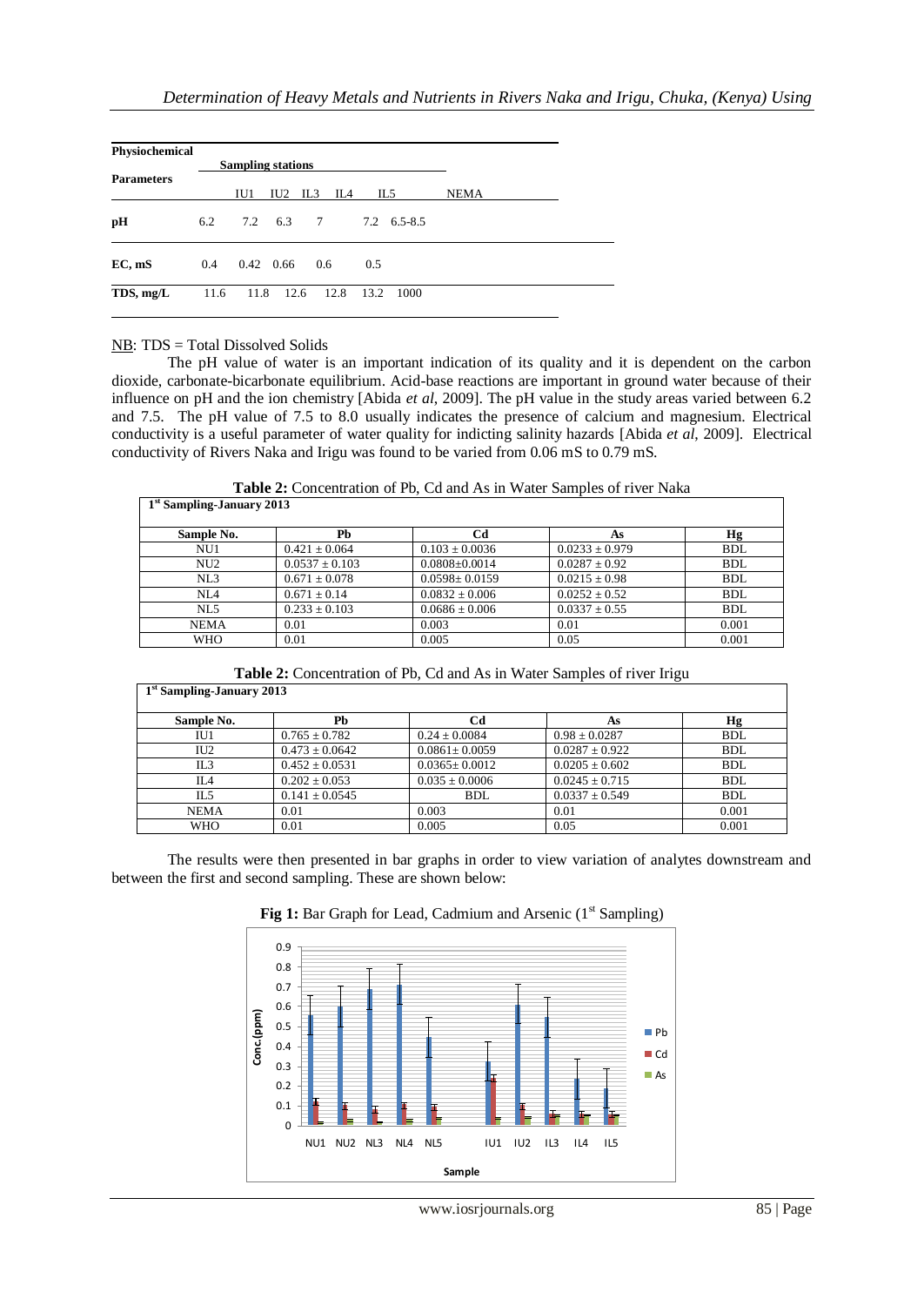| Physiochemical Parameters | Sampling stations | | | | | |
|---|---|---|---|---|---|---|
| | IU1 | IU2 | IL3 | IL4 | IL5 | NEMA |
| pH | 6.2 | 7.2 | 6.3 | 7 | 7.2 | 6.5-8.5 |
| EC, mS | 0.4 | 0.42 | 0.66 | 0.6 | 0.5 | |
| TDS, mg/L | 11.6 | 11.8 | 12.6 | 12.8 | 13.2 | 1000 |

NB: TDS = Total Dissolved Solids

The pH value of water is an important indication of its quality and it is dependent on the carbon dioxide, carbonate-bicarbonate equilibrium. Acid-base reactions are important in ground water because of their influence on pH and the ion chemistry [Abida *et al*, 2009]. The pH value in the study areas varied between 6.2 and 7.5. The pH value of 7.5 to 8.0 usually indicates the presence of calcium and magnesium. Electrical conductivity is a useful parameter of water quality for indicting salinity hazards [Abida *et al*, 2009]. Electrical conductivity of Rivers Naka and Irigu was found to be varied from 0.06 mS to 0.79 mS.

**Table 2:** Concentration of Pb, Cd and As in Water Samples of river Naka

| 1st Sampling-January 2013 | | | | |
|---|---|---|---|---|
| Sample No. | Pb | Cd | As | Hg |
| NU1 | 0.421 ± 0.064 | 0.103 ± 0.0036 | 0.0233 ± 0.979 | BDL |
| NU2 | 0.0537 ± 0.103 | 0.0808±0.0014 | 0.0287 ± 0.92 | BDL |
| NL3 | 0.671 ± 0.078 | 0.0598± 0.0159 | 0.0215 ± 0.98 | BDL |
| NL4 | 0.671 ± 0.14 | 0.0832 ± 0.006 | 0.0252 ± 0.52 | BDL |
| NL5 | 0.233 ± 0.103 | 0.0686 ± 0.006 | 0.0337 ± 0.55 | BDL |
| NEMA | 0.01 | 0.003 | 0.01 | 0.001 |
| WHO | 0.01 | 0.005 | 0.05 | 0.001 |

**Table 2:** Concentration of Pb, Cd and As in Water Samples of river Irigu

| 1st Sampling-January 2013 | | | | |
|---|---|---|---|---|
| Sample No. | Pb | Cd | As | Hg |
| IU1 | 0.765 ± 0.782 | 0.24 ± 0.0084 | 0.98 ± 0.0287 | BDL |
| IU2 | 0.473 ± 0.0642 | 0.0861± 0.0059 | 0.0287 ± 0.922 | BDL |
| IL3 | 0.452 ± 0.0531 | 0.0365± 0.0012 | 0.0205 ± 0.602 | BDL |
| IL4 | 0.202 ± 0.053 | 0.035 ± 0.0006 | 0.0245 ± 0.715 | BDL |
| IL5 | 0.141 ± 0.0545 | BDL | 0.0337 ± 0.549 | BDL |
| NEMA | 0.01 | 0.003 | 0.01 | 0.001 |
| WHO | 0.01 | 0.005 | 0.05 | 0.001 |

The results were then presented in bar graphs in order to view variation of analytes downstream and between the first and second sampling. These are shown below:

**Fig 1:** Bar Graph for Lead, Cadmium and Arsenic (1st Sampling)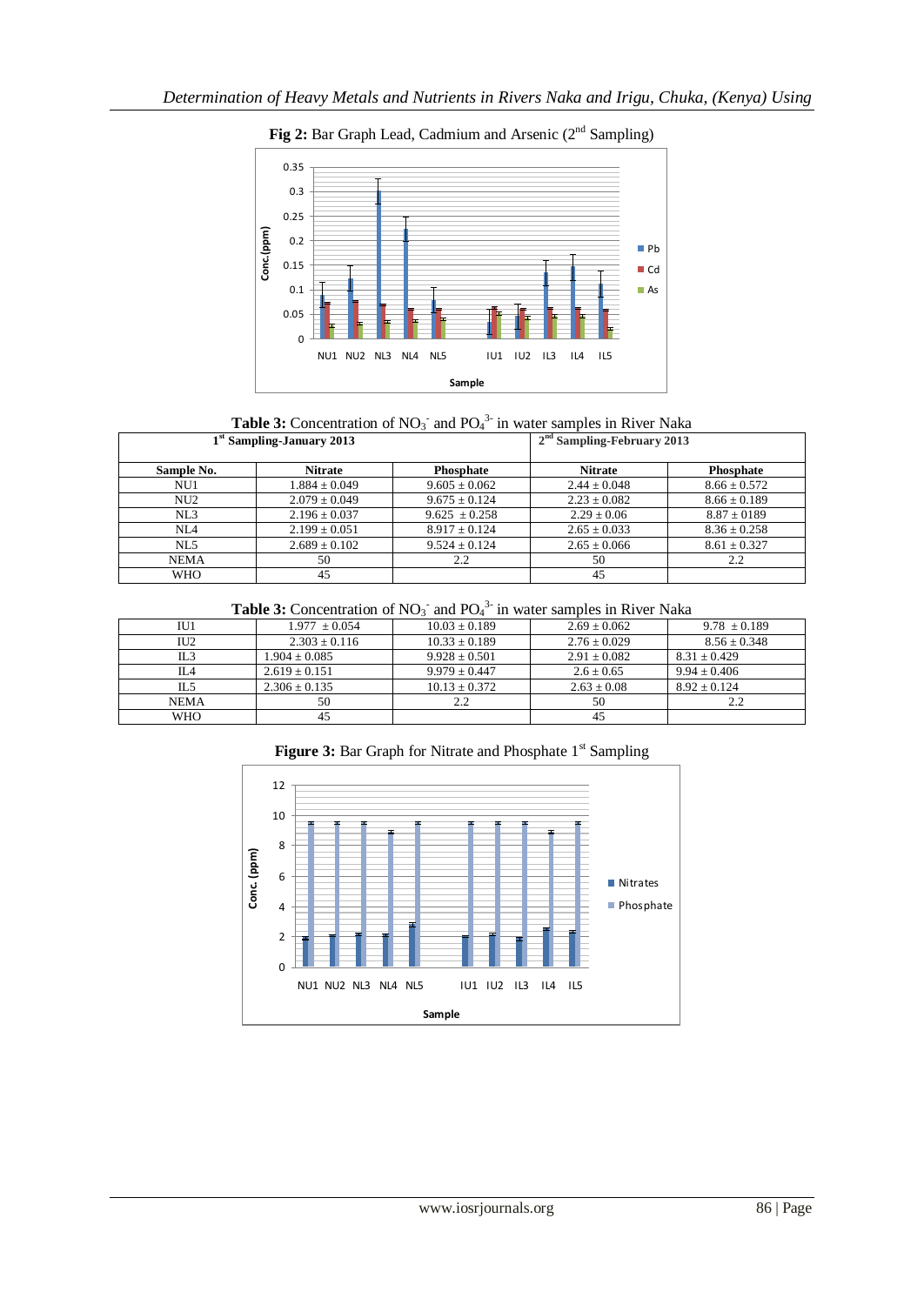**Fig 2:** Bar Graph Lead, Cadmium and Arsenic (2[nd] Sampling)

**Table 3:** Concentration of $NO_3^-$ and $PO_4^{3-}$ in water samples in River Naka

| 1[st] Sampling-January 2013 | | | 2[nd] Sampling-February 2013 | |
|---|---|---|---|---|
| **Sample No.** | **Nitrate** | **Phosphate** | **Nitrate** | **Phosphate** |
| NU1 | 1.884 ± 0.049 | 9.605 ± 0.062 | 2.44 ± 0.048 | 8.66 ± 0.572 |
| NU2 | 2.079 ± 0.049 | 9.675 ± 0.124 | 2.23 ± 0.082 | 8.66 ± 0.189 |
| NL3 | 2.196 ± 0.037 | 9.625 ± 0.258 | 2.29 ± 0.06 | 8.87 ± 0189 |
| NL4 | 2.199 ± 0.051 | 8.917 ± 0.124 | 2.65 ± 0.033 | 8.36 ± 0.258 |
| NL5 | 2.689 ± 0.102 | 9.524 ± 0.124 | 2.65 ± 0.066 | 8.61 ± 0.327 |
| NEMA | 50 | 2.2 | 50 | 2.2 |
| WHO | 45 | | 45 | |

**Table 3:** Concentration of $NO_3^-$ and $PO_4^{3-}$ in water samples in River Naka

| | | | | |
|---|---|---|---|---|
| IU1 | 1.977 ± 0.054 | 10.03 ± 0.189 | 2.69 ± 0.062 | 9.78 ± 0.189 |
| IU2 | 2.303 ± 0.116 | 10.33 ± 0.189 | 2.76 ± 0.029 | 8.56 ± 0.348 |
| IL3 | 1.904 ± 0.085 | 9.928 ± 0.501 | 2.91 ± 0.082 | 8.31 ± 0.429 |
| IL4 | 2.619 ± 0.151 | 9.979 ± 0.447 | 2.6 ± 0.65 | 9.94 ± 0.406 |
| IL5 | 2.306 ± 0.135 | 10.13 ± 0.372 | 2.63 ± 0.08 | 8.92 ± 0.124 |
| NEMA | 50 | 2.2 | 50 | 2.2 |
| WHO | 45 | | 45 | |

**Figure 3:** Bar Graph for Nitrate and Phosphate 1[st] Sampling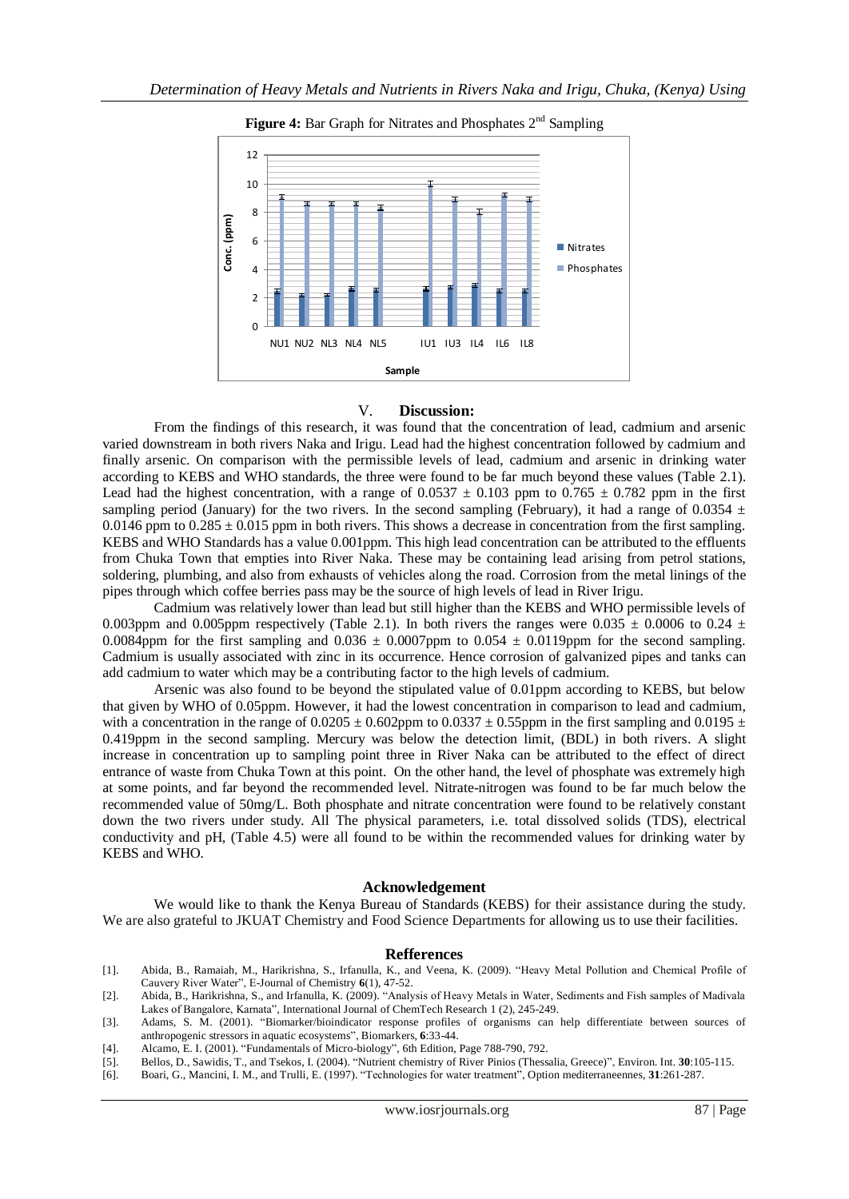**Figure 4:** Bar Graph for Nitrates and Phosphates 2nd Sampling

## V. Discussion:

From the findings of this research, it was found that the concentration of lead, cadmium and arsenic varied downstream in both rivers Naka and Irigu. Lead had the highest concentration followed by cadmium and finally arsenic. On comparison with the permissible levels of lead, cadmium and arsenic in drinking water according to KEBS and WHO standards, the three were found to be far much beyond these values (Table 2.1). Lead had the highest concentration, with a range of $0.0537 \pm 0.103$ ppm to $0.765 \pm 0.782$ ppm in the first sampling period (January) for the two rivers. In the second sampling (February), it had a range of $0.0354 \pm 0.0146$ ppm to $0.285 \pm 0.015$ ppm in both rivers. This shows a decrease in concentration from the first sampling. KEBS and WHO Standards has a value 0.001ppm. This high lead concentration can be attributed to the effluents from Chuka Town that empties into River Naka. These may be containing lead arising from petrol stations, soldering, plumbing, and also from exhausts of vehicles along the road. Corrosion from the metal linings of the pipes through which coffee berries pass may be the source of high levels of lead in River Irigu.

Cadmium was relatively lower than lead but still higher than the KEBS and WHO permissible levels of 0.003ppm and 0.005ppm respectively (Table 2.1). In both rivers the ranges were $0.035 \pm 0.0006$ to $0.24 \pm 0.0084$ppm for the first sampling and $0.036 \pm 0.0007$ppm to $0.054 \pm 0.0119$ppm for the second sampling. Cadmium is usually associated with zinc in its occurrence. Hence corrosion of galvanized pipes and tanks can add cadmium to water which may be a contributing factor to the high levels of cadmium.

Arsenic was also found to be beyond the stipulated value of 0.01ppm according to KEBS, but below that given by WHO of 0.05ppm. However, it had the lowest concentration in comparison to lead and cadmium, with a concentration in the range of $0.0205 \pm 0.602$ppm to $0.0337 \pm 0.55$ppm in the first sampling and $0.0195 \pm 0.419$ppm in the second sampling. Mercury was below the detection limit, (BDL) in both rivers. A slight increase in concentration up to sampling point three in River Naka can be attributed to the effect of direct entrance of waste from Chuka Town at this point. On the other hand, the level of phosphate was extremely high at some points, and far beyond the recommended level. Nitrate-nitrogen was found to be far much below the recommended value of 50mg/L. Both phosphate and nitrate concentration were found to be relatively constant down the two rivers under study. All The physical parameters, i.e. total dissolved solids (TDS), electrical conductivity and pH, (Table 4.5) were all found to be within the recommended values for drinking water by KEBS and WHO.

## Acknowledgement

We would like to thank the Kenya Bureau of Standards (KEBS) for their assistance during the study. We are also grateful to JKUAT Chemistry and Food Science Departments for allowing us to use their facilities.

## Refferences

[1]. Abida, B., Ramaiah, M., Harikrishna, S., Irfanulla, K., and Veena, K. (2009). "Heavy Metal Pollution and Chemical Profile of Cauvery River Water", E-Journal of Chemistry **6**(1), 47-52.

[2]. Abida, B., Harikrishna, S., and Irfanulla, K. (2009). "Analysis of Heavy Metals in Water, Sediments and Fish samples of Madivala Lakes of Bangalore, Karnata", International Journal of ChemTech Research 1 (2), 245-249.

[3]. Adams, S. M. (2001). "Biomarker/bioindicator response profiles of organisms can help differentiate between sources of anthropogenic stressors in aquatic ecosystems", Biomarkers, **6**:33-44.

[4]. Alcamo, E. I. (2001). "Fundamentals of Micro-biology", 6th Edition, Page 788-790, 792.

[5]. Bellos, D., Sawidis, T., and Tsekos, I. (2004). "Nutrient chemistry of River Pinios (Thessalia, Greece)", Environ. Int. **30**:105-115.

[6]. Boari, G., Mancini, I. M., and Trulli, E. (1997). "Technologies for water treatment", Option mediterraneennes, **31**:261-287.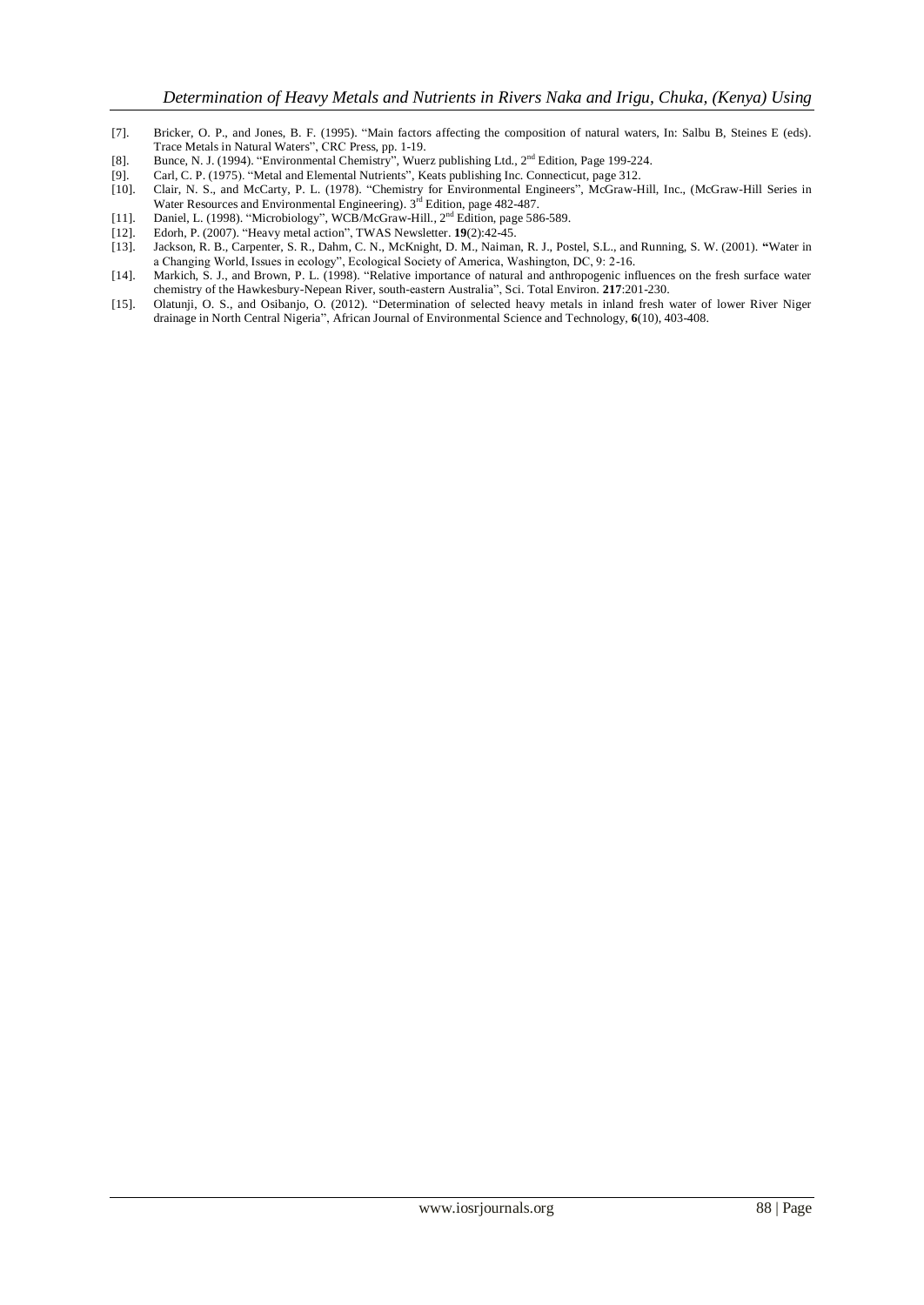[7]. Bricker, O. P., and Jones, B. F. (1995). "Main factors affecting the composition of natural waters, In: Salbu B, Steines E (eds). Trace Metals in Natural Waters", CRC Press, pp. 1-19.

[8]. Bunce, N. J. (1994). "Environmental Chemistry", Wuerz publishing Ltd., 2nd Edition, Page 199-224.

[9]. Carl, C. P. (1975). "Metal and Elemental Nutrients", Keats publishing Inc. Connecticut, page 312.

[10]. Clair, N. S., and McCarty, P. L. (1978). "Chemistry for Environmental Engineers", McGraw-Hill, Inc., (McGraw-Hill Series in Water Resources and Environmental Engineering). 3rd Edition, page 482-487.

[11]. Daniel, L. (1998). "Microbiology", WCB/McGraw-Hill., 2nd Edition, page 586-589.

[12]. Edorh, P. (2007). "Heavy metal action", TWAS Newsletter. **19**(2):42-45.

[13]. Jackson, R. B., Carpenter, S. R., Dahm, C. N., McKnight, D. M., Naiman, R. J., Postel, S.L., and Running, S. W. (2001). **"**Water in a Changing World, Issues in ecology", Ecological Society of America, Washington, DC, 9: 2-16.

[14]. Markich, S. J., and Brown, P. L. (1998). "Relative importance of natural and anthropogenic influences on the fresh surface water chemistry of the Hawkesbury-Nepean River, south-eastern Australia", Sci. Total Environ. **217**:201-230.

[15]. Olatunji, O. S., and Osibanjo, O. (2012). "Determination of selected heavy metals in inland fresh water of lower River Niger drainage in North Central Nigeria", African Journal of Environmental Science and Technology, **6**(10), 403-408.